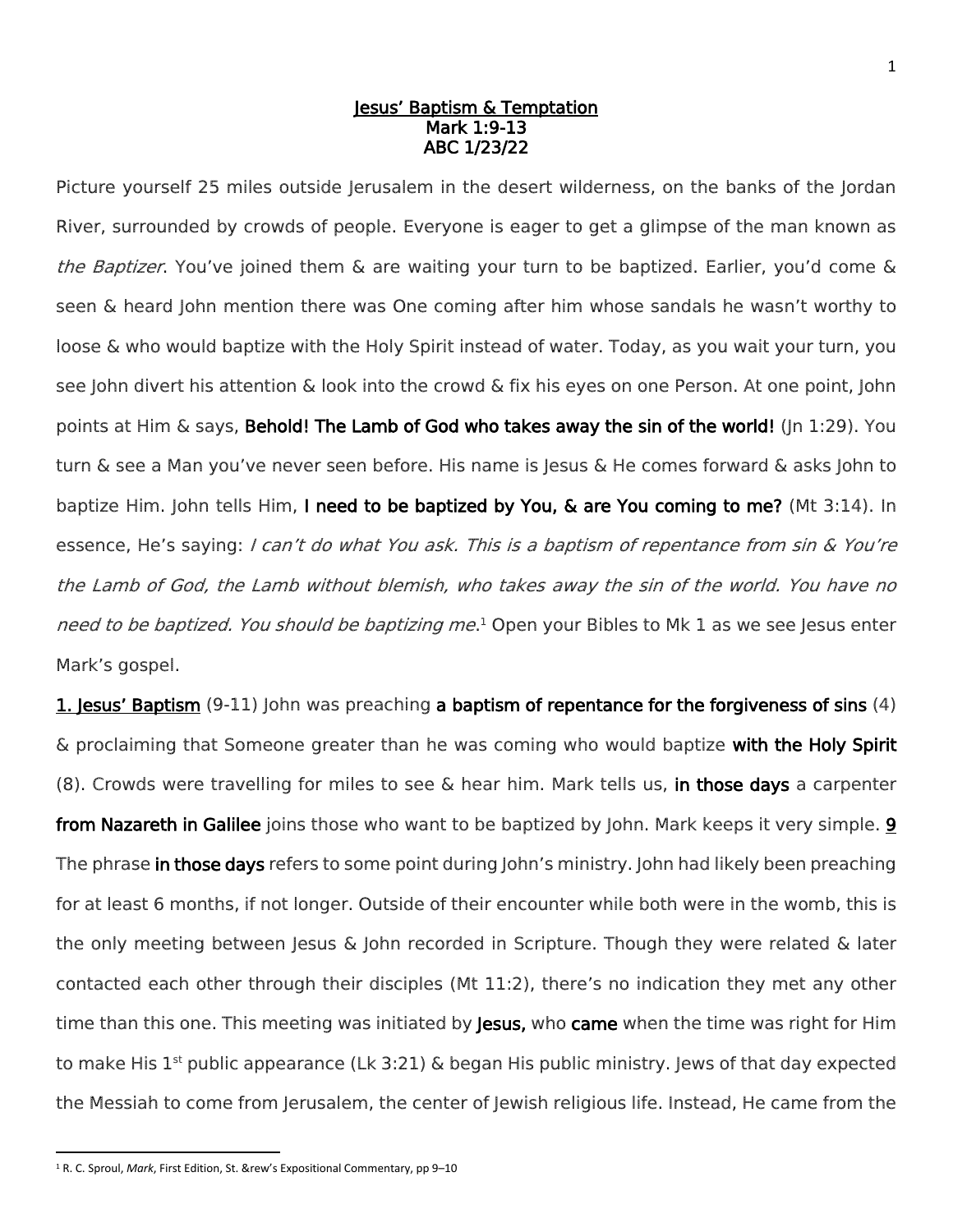# Jesus' Baptism & Temptation
## Mark 1:9-13
## ABC 1/23/22

Picture yourself 25 miles outside Jerusalem in the desert wilderness, on the banks of the Jordan River, surrounded by crowds of people. Everyone is eager to get a glimpse of the man known as *the Baptizer*. You've joined them & are waiting your turn to be baptized. Earlier, you'd come & seen & heard John mention there was One coming after him whose sandals he wasn't worthy to loose & who would baptize with the Holy Spirit instead of water. Today, as you wait your turn, you see John divert his attention & look into the crowd & fix his eyes on one Person. At one point, John points at Him & says, **Behold! The Lamb of God who takes away the sin of the world!** (Jn 1:29). You turn & see a Man you've never seen before. His name is Jesus & He comes forward & asks John to baptize Him. John tells Him, **I need to be baptized by You, & are You coming to me?** (Mt 3:14). In essence, He's saying: *I can't do what You ask. This is a baptism of repentance from sin & You're the Lamb of God, the Lamb without blemish, who takes away the sin of the world. You have no need to be baptized. You should be baptizing me*.[1] Open your Bibles to Mk 1 as we see Jesus enter Mark's gospel.

**1. Jesus' Baptism** (9-11) John was preaching **a baptism of repentance for the forgiveness of sins** (4) & proclaiming that Someone greater than he was coming who would baptize **with the Holy Spirit** (8). Crowds were travelling for miles to see & hear him. Mark tells us, **in those days** a carpenter **from Nazareth in Galilee** joins those who want to be baptized by John. Mark keeps it very simple. **9** The phrase **in those days** refers to some point during John's ministry. John had likely been preaching for at least 6 months, if not longer. Outside of their encounter while both were in the womb, this is the only meeting between Jesus & John recorded in Scripture. Though they were related & later contacted each other through their disciples (Mt 11:2), there's no indication they met any other time than this one. This meeting was initiated by **Jesus,** who **came** when the time was right for Him to make His 1st public appearance (Lk 3:21) & began His public ministry. Jews of that day expected the Messiah to come from Jerusalem, the center of Jewish religious life. Instead, He came from the

---

[1] R. C. Sproul, *Mark*, First Edition, St. &rew's Expositional Commentary, pp 9–10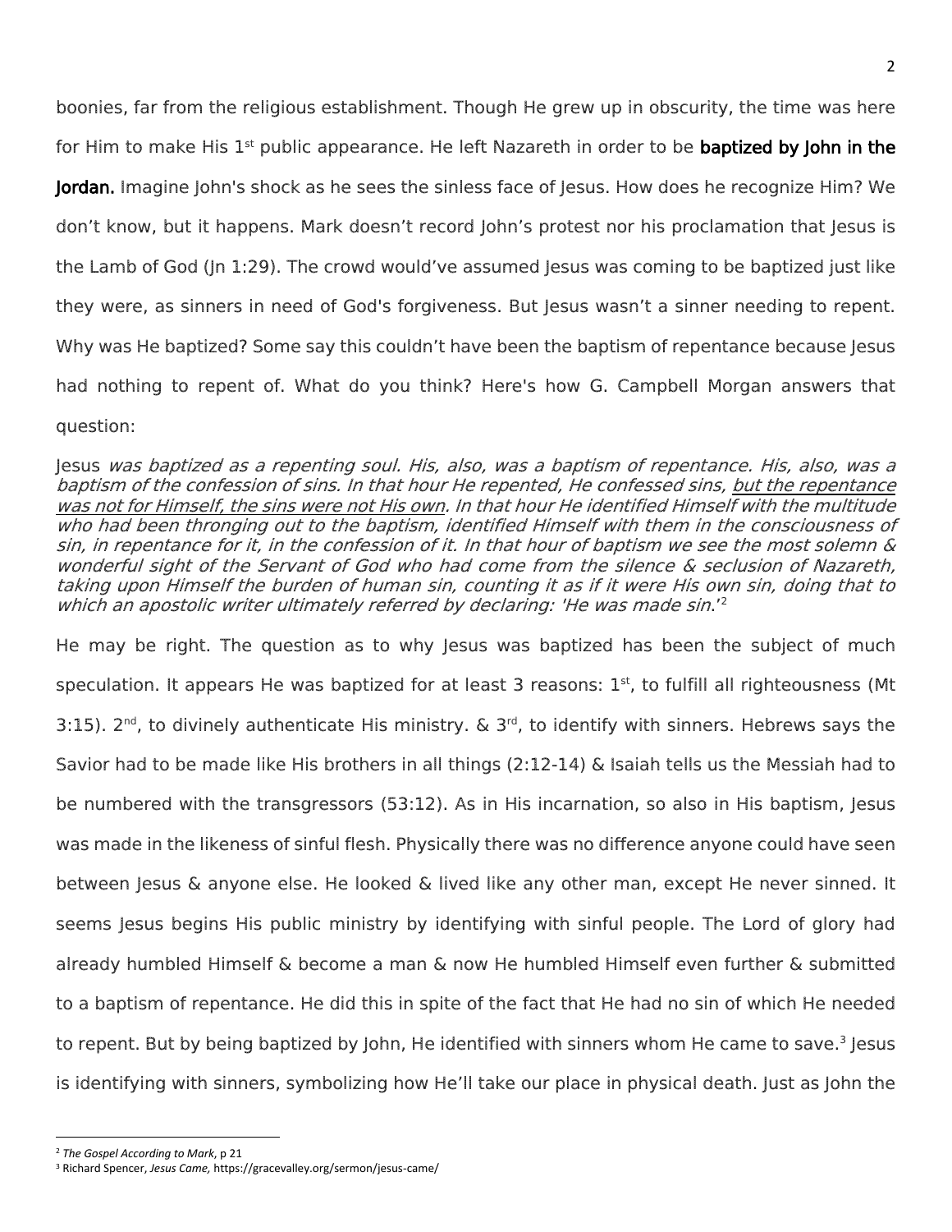boonies, far from the religious establishment. Though He grew up in obscurity, the time was here for Him to make His 1st public appearance. He left Nazareth in order to be **baptized by John in the Jordan.** Imagine John's shock as he sees the sinless face of Jesus. How does he recognize Him? We don't know, but it happens. Mark doesn't record John's protest nor his proclamation that Jesus is the Lamb of God (Jn 1:29). The crowd would've assumed Jesus was coming to be baptized just like they were, as sinners in need of God's forgiveness. But Jesus wasn't a sinner needing to repent. Why was He baptized? Some say this couldn't have been the baptism of repentance because Jesus had nothing to repent of. What do you think? Here's how G. Campbell Morgan answers that question:

Jesus *was baptized as a repenting soul. His, also, was a baptism of repentance. His, also, was a baptism of the confession of sins. In that hour He repented, He confessed sins, <u>but the repentance was not for Himself, the sins were not His own</u>. In that hour He identified Himself with the multitude who had been thronging out to the baptism, identified Himself with them in the consciousness of sin, in repentance for it, in the confession of it. In that hour of baptism we see the most solemn & wonderful sight of the Servant of God who had come from the silence & seclusion of Nazareth, taking upon Himself the burden of human sin, counting it as if it were His own sin, doing that to which an apostolic writer ultimately referred by declaring: 'He was made sin.'*[2]

He may be right. The question as to why Jesus was baptized has been the subject of much speculation. It appears He was baptized for at least 3 reasons: 1st, to fulfill all righteousness (Mt 3:15). 2nd, to divinely authenticate His ministry. & 3rd, to identify with sinners. Hebrews says the Savior had to be made like His brothers in all things (2:12-14) & Isaiah tells us the Messiah had to be numbered with the transgressors (53:12). As in His incarnation, so also in His baptism, Jesus was made in the likeness of sinful flesh. Physically there was no difference anyone could have seen between Jesus & anyone else. He looked & lived like any other man, except He never sinned. It seems Jesus begins His public ministry by identifying with sinful people. The Lord of glory had already humbled Himself & become a man & now He humbled Himself even further & submitted to a baptism of repentance. He did this in spite of the fact that He had no sin of which He needed to repent. But by being baptized by John, He identified with sinners whom He came to save.[3] Jesus is identifying with sinners, symbolizing how He'll take our place in physical death. Just as John the

---

[2] *The Gospel According to Mark*, p 21

[3] Richard Spencer, *Jesus Came,* https://gracevalley.org/sermon/jesus-came/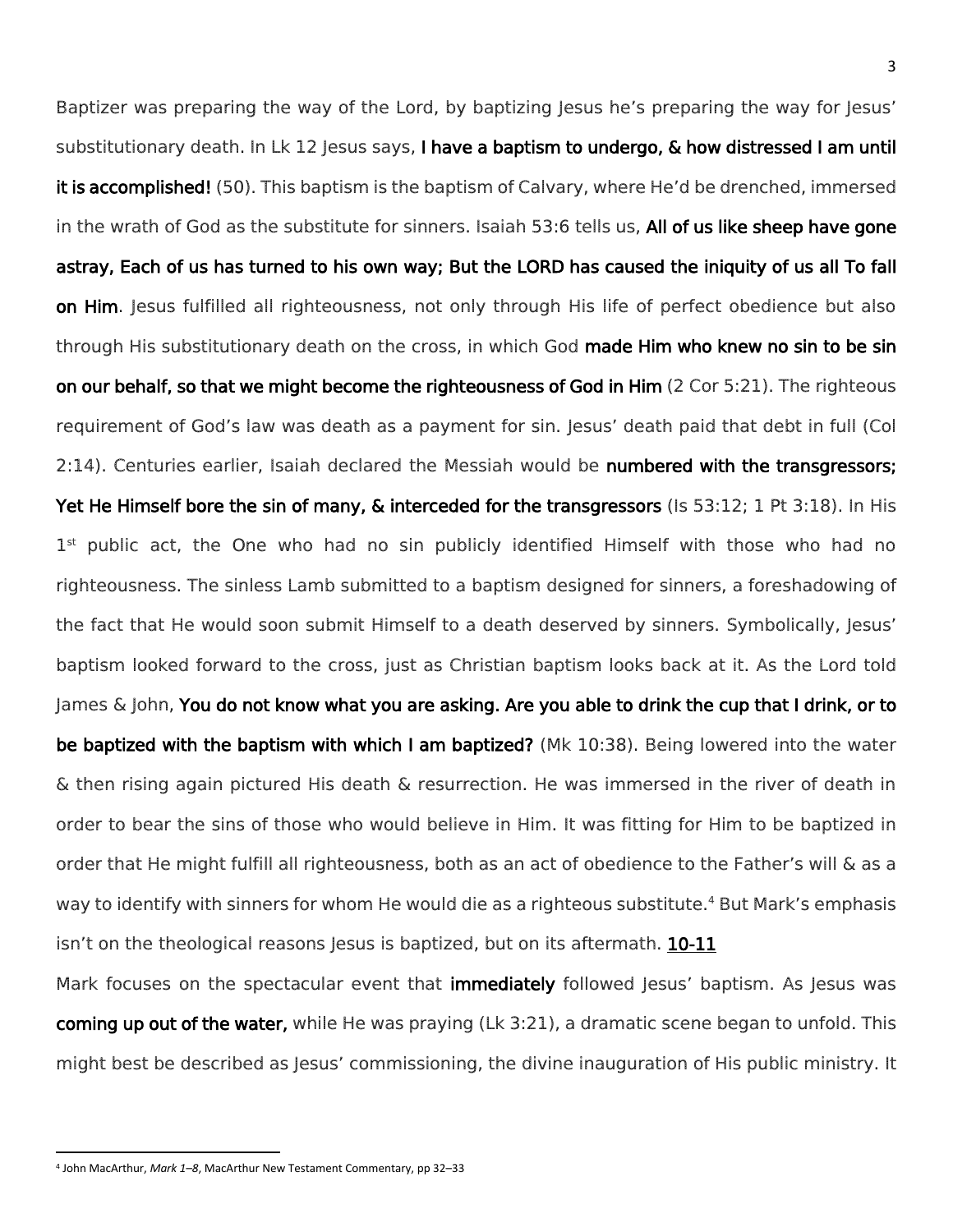Baptizer was preparing the way of the Lord, by baptizing Jesus he's preparing the way for Jesus' substitutionary death. In Lk 12 Jesus says, **I have a baptism to undergo, & how distressed I am until it is accomplished!** (50). This baptism is the baptism of Calvary, where He'd be drenched, immersed in the wrath of God as the substitute for sinners. Isaiah 53:6 tells us, **All of us like sheep have gone astray, Each of us has turned to his own way; But the LORD has caused the iniquity of us all To fall on Him**. Jesus fulfilled all righteousness, not only through His life of perfect obedience but also through His substitutionary death on the cross, in which God **made Him who knew no sin to be sin on our behalf, so that we might become the righteousness of God in Him** (2 Cor 5:21). The righteous requirement of God's law was death as a payment for sin. Jesus' death paid that debt in full (Col 2:14). Centuries earlier, Isaiah declared the Messiah would be **numbered with the transgressors; Yet He Himself bore the sin of many, & interceded for the transgressors** (Is 53:12; 1 Pt 3:18). In His 1st public act, the One who had no sin publicly identified Himself with those who had no righteousness. The sinless Lamb submitted to a baptism designed for sinners, a foreshadowing of the fact that He would soon submit Himself to a death deserved by sinners. Symbolically, Jesus' baptism looked forward to the cross, just as Christian baptism looks back at it. As the Lord told James & John, **You do not know what you are asking. Are you able to drink the cup that I drink, or to be baptized with the baptism with which I am baptized?** (Mk 10:38). Being lowered into the water & then rising again pictured His death & resurrection. He was immersed in the river of death in order to bear the sins of those who would believe in Him. It was fitting for Him to be baptized in order that He might fulfill all righteousness, both as an act of obedience to the Father's will & as a way to identify with sinners for whom He would die as a righteous substitute.[4] But Mark's emphasis isn't on the theological reasons Jesus is baptized, but on its aftermath. **10-11**

Mark focuses on the spectacular event that **immediately** followed Jesus' baptism. As Jesus was **coming up out of the water,** while He was praying (Lk 3:21), a dramatic scene began to unfold. This might best be described as Jesus' commissioning, the divine inauguration of His public ministry. It

---

[4] John MacArthur, *Mark 1–8*, MacArthur New Testament Commentary, pp 32–33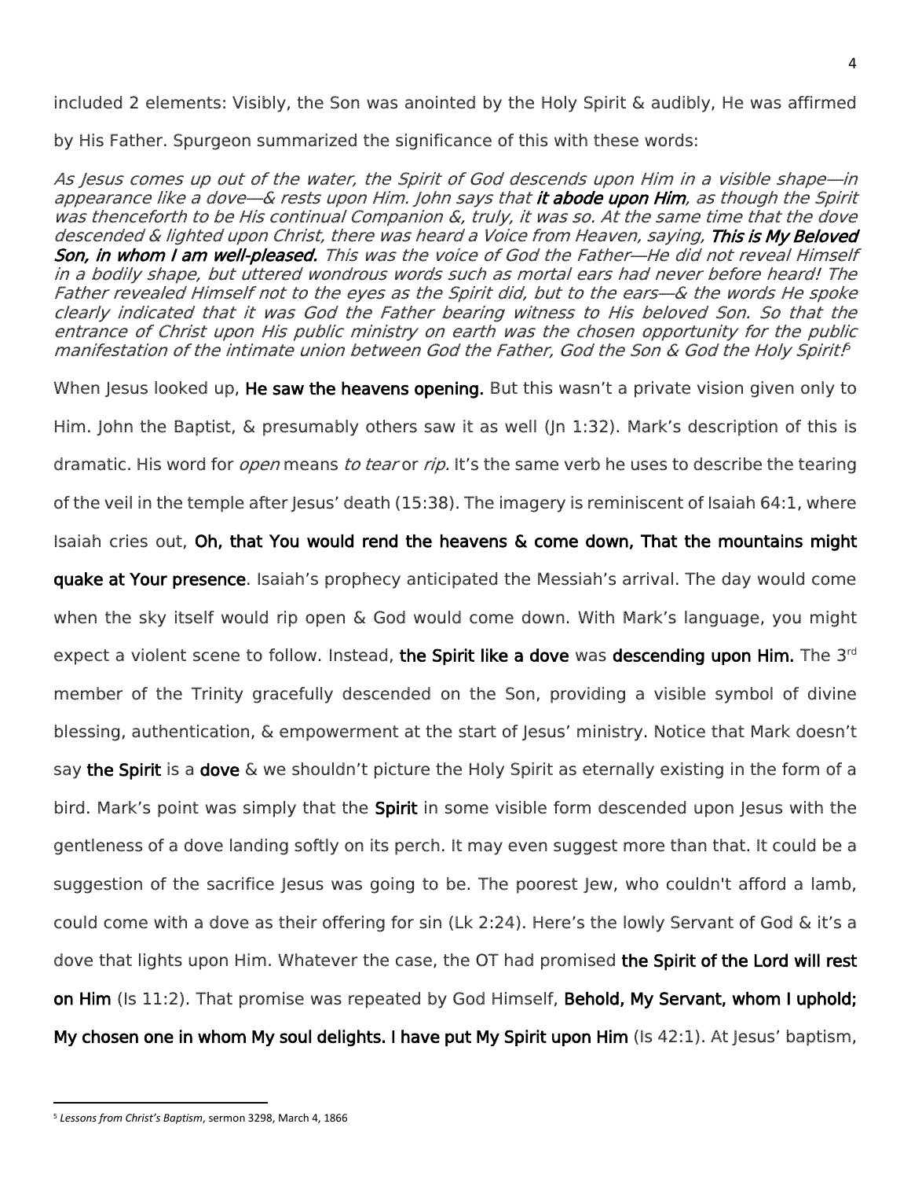included 2 elements: Visibly, the Son was anointed by the Holy Spirit & audibly, He was affirmed by His Father. Spurgeon summarized the significance of this with these words:

> *As Jesus comes up out of the water, the Spirit of God descends upon Him in a visible shape—in appearance like a dove—& rests upon Him. John says that* ***it abode upon Him****, as though the Spirit was thenceforth to be His continual Companion &, truly, it was so. At the same time that the dove descended & lighted upon Christ, there was heard a Voice from Heaven, saying,* ***This is My Beloved Son, in whom I am well-pleased.*** *This was the voice of God the Father—He did not reveal Himself in a bodily shape, but uttered wondrous words such as mortal ears had never before heard! The Father revealed Himself not to the eyes as the Spirit did, but to the ears—& the words He spoke clearly indicated that it was God the Father bearing witness to His beloved Son. So that the entrance of Christ upon His public ministry on earth was the chosen opportunity for the public manifestation of the intimate union between God the Father, God the Son & God the Holy Spirit!*[5]

When Jesus looked up, **He saw the heavens opening.** But this wasn't a private vision given only to Him. John the Baptist, & presumably others saw it as well (Jn 1:32). Mark's description of this is dramatic. His word for *open* means *to tear* or *rip.* It's the same verb he uses to describe the tearing of the veil in the temple after Jesus' death (15:38). The imagery is reminiscent of Isaiah 64:1, where Isaiah cries out, **Oh, that You would rend the heavens & come down, That the mountains might quake at Your presence**. Isaiah's prophecy anticipated the Messiah's arrival. The day would come when the sky itself would rip open & God would come down. With Mark's language, you might expect a violent scene to follow. Instead, **the Spirit like a dove** was **descending upon Him.** The 3rd member of the Trinity gracefully descended on the Son, providing a visible symbol of divine blessing, authentication, & empowerment at the start of Jesus' ministry. Notice that Mark doesn't say **the Spirit** is a **dove** & we shouldn't picture the Holy Spirit as eternally existing in the form of a bird. Mark's point was simply that the **Spirit** in some visible form descended upon Jesus with the gentleness of a dove landing softly on its perch. It may even suggest more than that. It could be a suggestion of the sacrifice Jesus was going to be. The poorest Jew, who couldn't afford a lamb, could come with a dove as their offering for sin (Lk 2:24). Here's the lowly Servant of God & it's a dove that lights upon Him. Whatever the case, the OT had promised **the Spirit of the Lord will rest on Him** (Is 11:2). That promise was repeated by God Himself, **Behold, My Servant, whom I uphold; My chosen one in whom My soul delights. I have put My Spirit upon Him** (Is 42:1). At Jesus' baptism,

---

[5] *Lessons from Christ's Baptism*, sermon 3298, March 4, 1866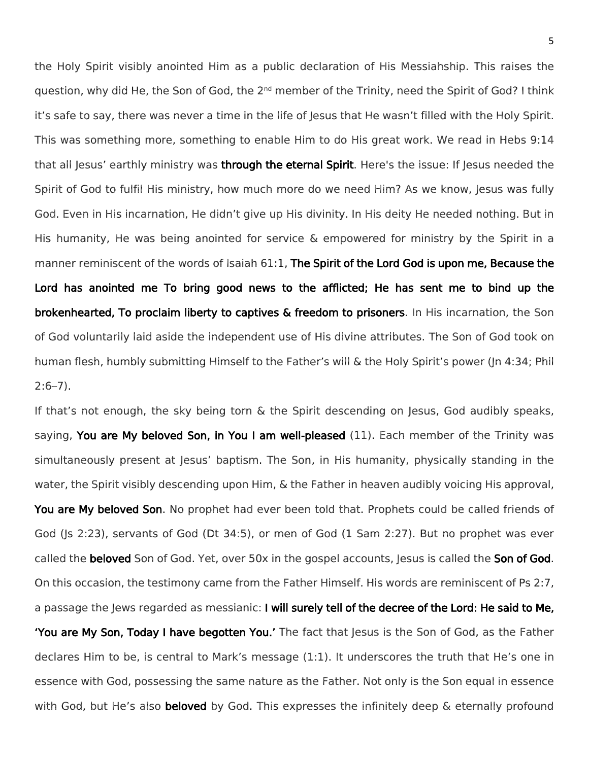the Holy Spirit visibly anointed Him as a public declaration of His Messiahship. This raises the question, why did He, the Son of God, the 2nd member of the Trinity, need the Spirit of God? I think it's safe to say, there was never a time in the life of Jesus that He wasn't filled with the Holy Spirit. This was something more, something to enable Him to do His great work. We read in Hebs 9:14 that all Jesus' earthly ministry was **through the eternal Spirit**. Here's the issue: If Jesus needed the Spirit of God to fulfil His ministry, how much more do we need Him? As we know, Jesus was fully God. Even in His incarnation, He didn't give up His divinity. In His deity He needed nothing. But in His humanity, He was being anointed for service & empowered for ministry by the Spirit in a manner reminiscent of the words of Isaiah 61:1, **The Spirit of the Lord God is upon me, Because the Lord has anointed me To bring good news to the afflicted; He has sent me to bind up the brokenhearted, To proclaim liberty to captives & freedom to prisoners**. In His incarnation, the Son of God voluntarily laid aside the independent use of His divine attributes. The Son of God took on human flesh, humbly submitting Himself to the Father's will & the Holy Spirit's power (Jn 4:34; Phil 2:6–7).

If that's not enough, the sky being torn & the Spirit descending on Jesus, God audibly speaks, saying, **You are My beloved Son, in You I am well-pleased** (11). Each member of the Trinity was simultaneously present at Jesus' baptism. The Son, in His humanity, physically standing in the water, the Spirit visibly descending upon Him, & the Father in heaven audibly voicing His approval, **You are My beloved Son**. No prophet had ever been told that. Prophets could be called friends of God (Js 2:23), servants of God (Dt 34:5), or men of God (1 Sam 2:27). But no prophet was ever called the **beloved** Son of God. Yet, over 50x in the gospel accounts, Jesus is called the **Son of God**. On this occasion, the testimony came from the Father Himself. His words are reminiscent of Ps 2:7, a passage the Jews regarded as messianic: **I will surely tell of the decree of the Lord: He said to Me, 'You are My Son, Today I have begotten You.'** The fact that Jesus is the Son of God, as the Father declares Him to be, is central to Mark's message (1:1). It underscores the truth that He's one in essence with God, possessing the same nature as the Father. Not only is the Son equal in essence with God, but He's also **beloved** by God. This expresses the infinitely deep & eternally profound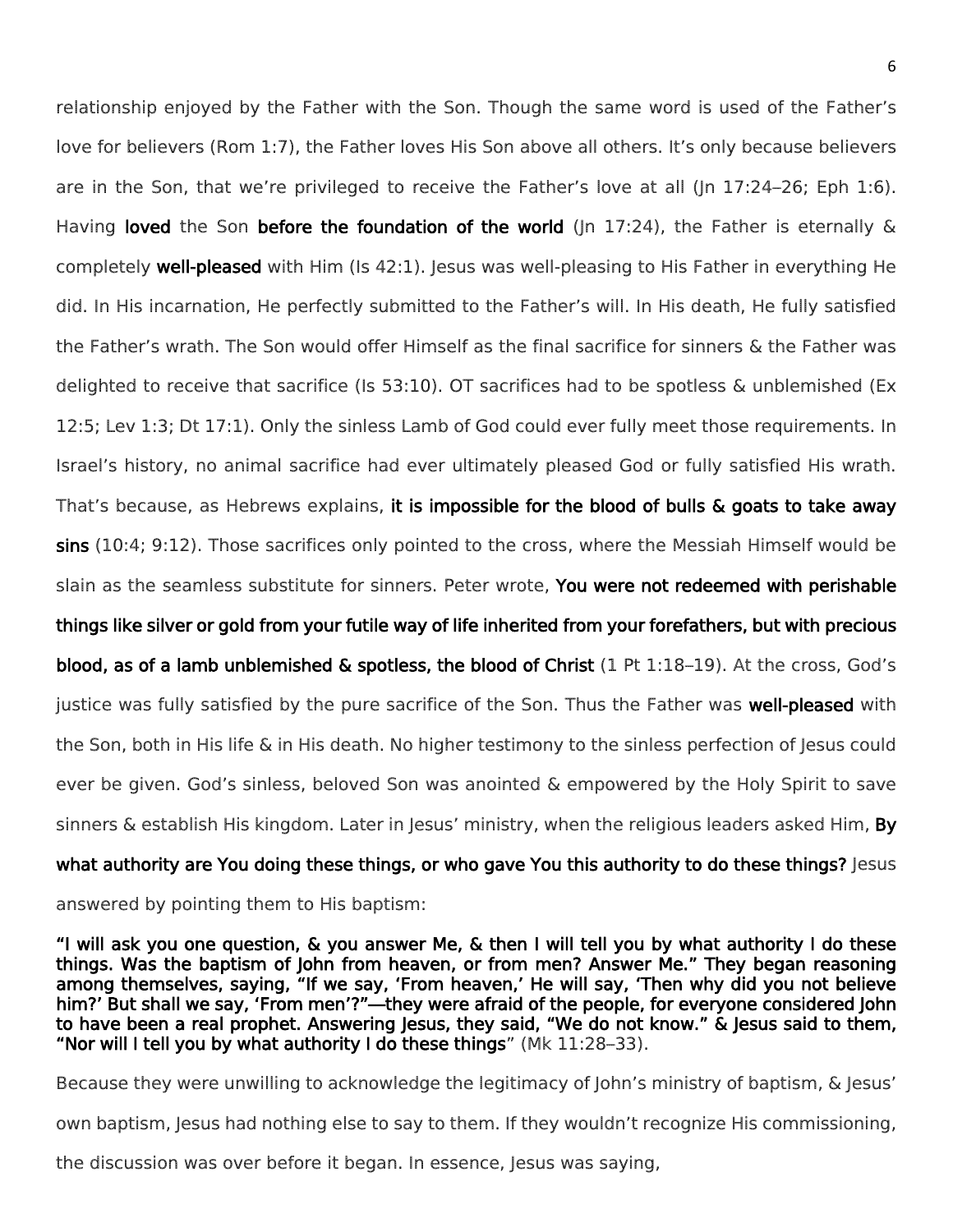relationship enjoyed by the Father with the Son. Though the same word is used of the Father's love for believers (Rom 1:7), the Father loves His Son above all others. It's only because believers are in the Son, that we're privileged to receive the Father's love at all (Jn 17:24–26; Eph 1:6). Having **loved** the Son **before the foundation of the world** (Jn 17:24), the Father is eternally & completely **well-pleased** with Him (Is 42:1). Jesus was well-pleasing to His Father in everything He did. In His incarnation, He perfectly submitted to the Father's will. In His death, He fully satisfied the Father's wrath. The Son would offer Himself as the final sacrifice for sinners & the Father was delighted to receive that sacrifice (Is 53:10). OT sacrifices had to be spotless & unblemished (Ex 12:5; Lev 1:3; Dt 17:1). Only the sinless Lamb of God could ever fully meet those requirements. In Israel's history, no animal sacrifice had ever ultimately pleased God or fully satisfied His wrath. That's because, as Hebrews explains, **it is impossible for the blood of bulls & goats to take away sins** (10:4; 9:12). Those sacrifices only pointed to the cross, where the Messiah Himself would be slain as the seamless substitute for sinners. Peter wrote, **You were not redeemed with perishable things like silver or gold from your futile way of life inherited from your forefathers, but with precious blood, as of a lamb unblemished & spotless, the blood of Christ** (1 Pt 1:18–19). At the cross, God's justice was fully satisfied by the pure sacrifice of the Son. Thus the Father was **well-pleased** with the Son, both in His life & in His death. No higher testimony to the sinless perfection of Jesus could ever be given. God's sinless, beloved Son was anointed & empowered by the Holy Spirit to save sinners & establish His kingdom. Later in Jesus' ministry, when the religious leaders asked Him, **By what authority are You doing these things, or who gave You this authority to do these things?** Jesus answered by pointing them to His baptism:

> **"I will ask you one question, & you answer Me, & then I will tell you by what authority I do these things. Was the baptism of John from heaven, or from men? Answer Me." They began reasoning among themselves, saying, "If we say, 'From heaven,' He will say, 'Then why did you not believe him?' But shall we say, 'From men'?"—they were afraid of the people, for everyone considered John to have been a real prophet. Answering Jesus, they said, "We do not know." & Jesus said to them, "Nor will I tell you by what authority I do these things**" (Mk 11:28–33).

Because they were unwilling to acknowledge the legitimacy of John's ministry of baptism, & Jesus' own baptism, Jesus had nothing else to say to them. If they wouldn't recognize His commissioning, the discussion was over before it began. In essence, Jesus was saying,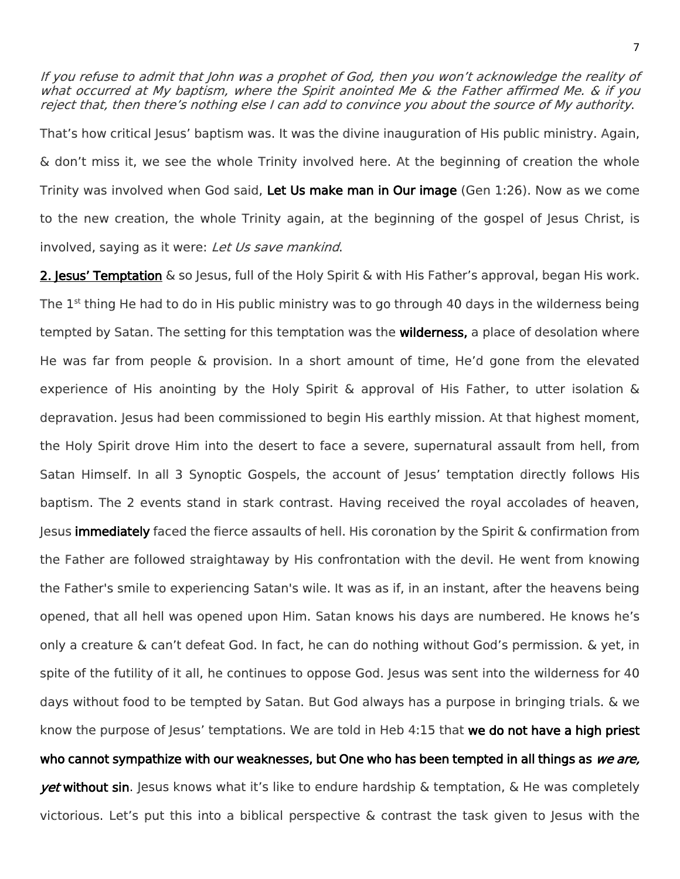*If you refuse to admit that John was a prophet of God, then you won't acknowledge the reality of what occurred at My baptism, where the Spirit anointed Me & the Father affirmed Me. & if you reject that, then there's nothing else I can add to convince you about the source of My authority*.

That's how critical Jesus' baptism was. It was the divine inauguration of His public ministry. Again, & don't miss it, we see the whole Trinity involved here. At the beginning of creation the whole Trinity was involved when God said, **Let Us make man in Our image** (Gen 1:26). Now as we come to the new creation, the whole Trinity again, at the beginning of the gospel of Jesus Christ, is involved, saying as it were: *Let Us save mankind*.

**2. Jesus' Temptation** & so Jesus, full of the Holy Spirit & with His Father's approval, began His work. The 1st thing He had to do in His public ministry was to go through 40 days in the wilderness being tempted by Satan. The setting for this temptation was the **wilderness,** a place of desolation where He was far from people & provision. In a short amount of time, He'd gone from the elevated experience of His anointing by the Holy Spirit & approval of His Father, to utter isolation & depravation. Jesus had been commissioned to begin His earthly mission. At that highest moment, the Holy Spirit drove Him into the desert to face a severe, supernatural assault from hell, from Satan Himself. In all 3 Synoptic Gospels, the account of Jesus' temptation directly follows His baptism. The 2 events stand in stark contrast. Having received the royal accolades of heaven, Jesus **immediately** faced the fierce assaults of hell. His coronation by the Spirit & confirmation from the Father are followed straightaway by His confrontation with the devil. He went from knowing the Father's smile to experiencing Satan's wile. It was as if, in an instant, after the heavens being opened, that all hell was opened upon Him. Satan knows his days are numbered. He knows he's only a creature & can't defeat God. In fact, he can do nothing without God's permission. & yet, in spite of the futility of it all, he continues to oppose God. Jesus was sent into the wilderness for 40 days without food to be tempted by Satan. But God always has a purpose in bringing trials. & we know the purpose of Jesus' temptations. We are told in Heb 4:15 that **we do not have a high priest who cannot sympathize with our weaknesses, but One who has been tempted in all things as *we are, yet* without sin**. Jesus knows what it's like to endure hardship & temptation, & He was completely victorious. Let's put this into a biblical perspective & contrast the task given to Jesus with the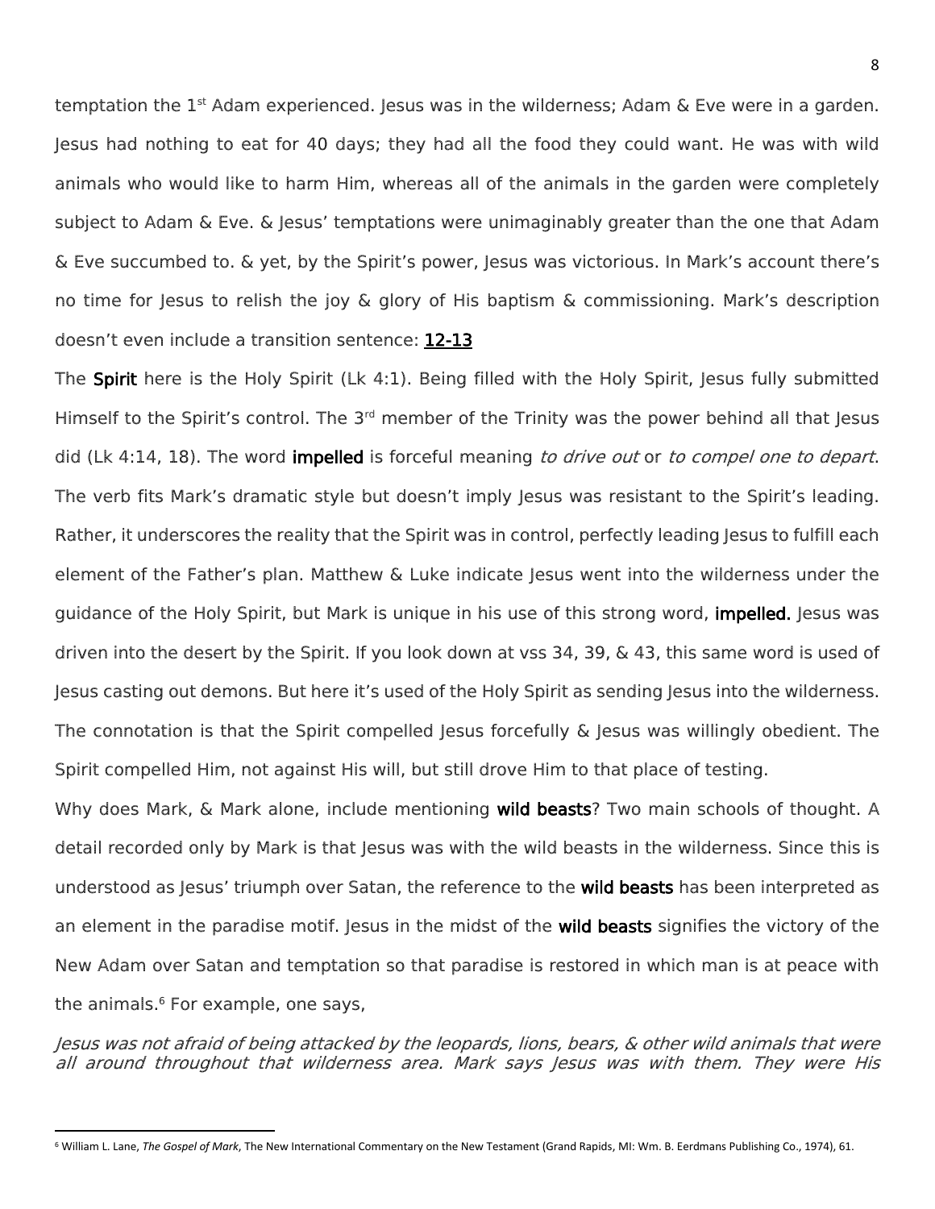temptation the 1st Adam experienced. Jesus was in the wilderness; Adam & Eve were in a garden. Jesus had nothing to eat for 40 days; they had all the food they could want. He was with wild animals who would like to harm Him, whereas all of the animals in the garden were completely subject to Adam & Eve. & Jesus' temptations were unimaginably greater than the one that Adam & Eve succumbed to. & yet, by the Spirit's power, Jesus was victorious. In Mark's account there's no time for Jesus to relish the joy & glory of His baptism & commissioning. Mark's description doesn't even include a transition sentence: **12-13**

The **Spirit** here is the Holy Spirit (Lk 4:1). Being filled with the Holy Spirit, Jesus fully submitted Himself to the Spirit's control. The 3rd member of the Trinity was the power behind all that Jesus did (Lk 4:14, 18). The word **impelled** is forceful meaning *to drive out* or *to compel one to depart*. The verb fits Mark's dramatic style but doesn't imply Jesus was resistant to the Spirit's leading. Rather, it underscores the reality that the Spirit was in control, perfectly leading Jesus to fulfill each element of the Father's plan. Matthew & Luke indicate Jesus went into the wilderness under the guidance of the Holy Spirit, but Mark is unique in his use of this strong word, **impelled.** Jesus was driven into the desert by the Spirit. If you look down at vss 34, 39, & 43, this same word is used of Jesus casting out demons. But here it's used of the Holy Spirit as sending Jesus into the wilderness. The connotation is that the Spirit compelled Jesus forcefully & Jesus was willingly obedient. The Spirit compelled Him, not against His will, but still drove Him to that place of testing.

Why does Mark, & Mark alone, include mentioning **wild beasts**? Two main schools of thought. A detail recorded only by Mark is that Jesus was with the wild beasts in the wilderness. Since this is understood as Jesus' triumph over Satan, the reference to the **wild beasts** has been interpreted as an element in the paradise motif. Jesus in the midst of the **wild beasts** signifies the victory of the New Adam over Satan and temptation so that paradise is restored in which man is at peace with the animals.[6] For example, one says,

*Jesus was not afraid of being attacked by the leopards, lions, bears, & other wild animals that were all around throughout that wilderness area. Mark says Jesus was with them. They were His*

---

[6] William L. Lane, *The Gospel of Mark*, The New International Commentary on the New Testament (Grand Rapids, MI: Wm. B. Eerdmans Publishing Co., 1974), 61.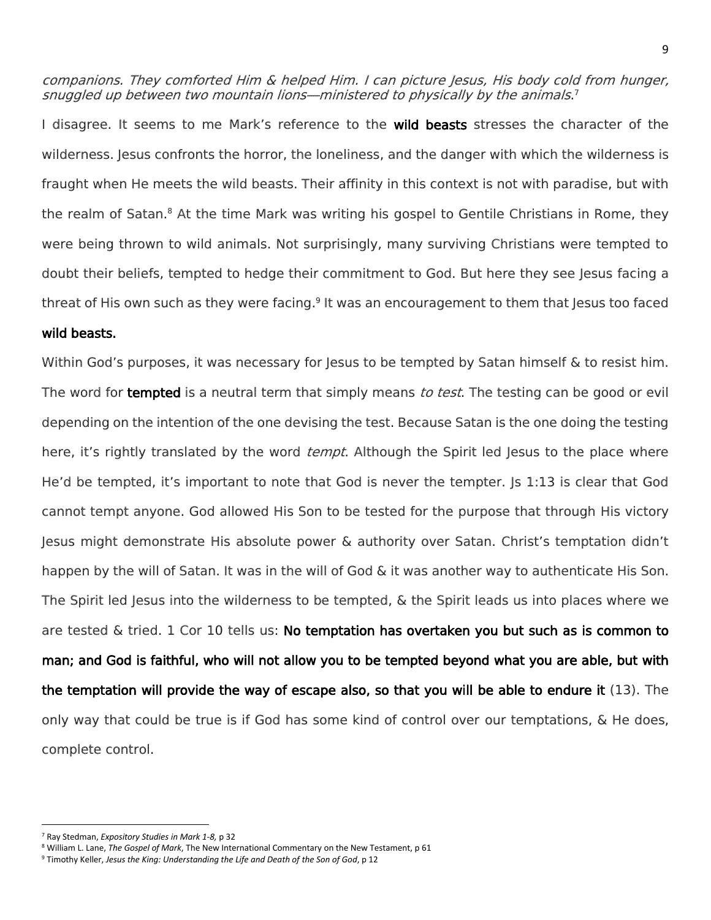*companions. They comforted Him & helped Him. I can picture Jesus, His body cold from hunger, snuggled up between two mountain lions—ministered to physically by the animals.*[7]

I disagree. It seems to me Mark's reference to the **wild beasts** stresses the character of the wilderness. Jesus confronts the horror, the loneliness, and the danger with which the wilderness is fraught when He meets the wild beasts. Their affinity in this context is not with paradise, but with the realm of Satan.[8] At the time Mark was writing his gospel to Gentile Christians in Rome, they were being thrown to wild animals. Not surprisingly, many surviving Christians were tempted to doubt their beliefs, tempted to hedge their commitment to God. But here they see Jesus facing a threat of His own such as they were facing.[9] It was an encouragement to them that Jesus too faced **wild beasts.**

Within God's purposes, it was necessary for Jesus to be tempted by Satan himself & to resist him. The word for **tempted** is a neutral term that simply means *to test*. The testing can be good or evil depending on the intention of the one devising the test. Because Satan is the one doing the testing here, it's rightly translated by the word *tempt*. Although the Spirit led Jesus to the place where He'd be tempted, it's important to note that God is never the tempter. Js 1:13 is clear that God cannot tempt anyone. God allowed His Son to be tested for the purpose that through His victory Jesus might demonstrate His absolute power & authority over Satan. Christ's temptation didn't happen by the will of Satan. It was in the will of God & it was another way to authenticate His Son. The Spirit led Jesus into the wilderness to be tempted, & the Spirit leads us into places where we are tested & tried. 1 Cor 10 tells us: **No temptation has overtaken you but such as is common to man; and God is faithful, who will not allow you to be tempted beyond what you are able, but with the temptation will provide the way of escape also, so that you will be able to endure it** (13). The only way that could be true is if God has some kind of control over our temptations, & He does, complete control.

---

[7] Ray Stedman, *Expository Studies in Mark 1-8*, p 32

[8] William L. Lane, *The Gospel of Mark*, The New International Commentary on the New Testament, p 61

[9] Timothy Keller, *Jesus the King: Understanding the Life and Death of the Son of God*, p 12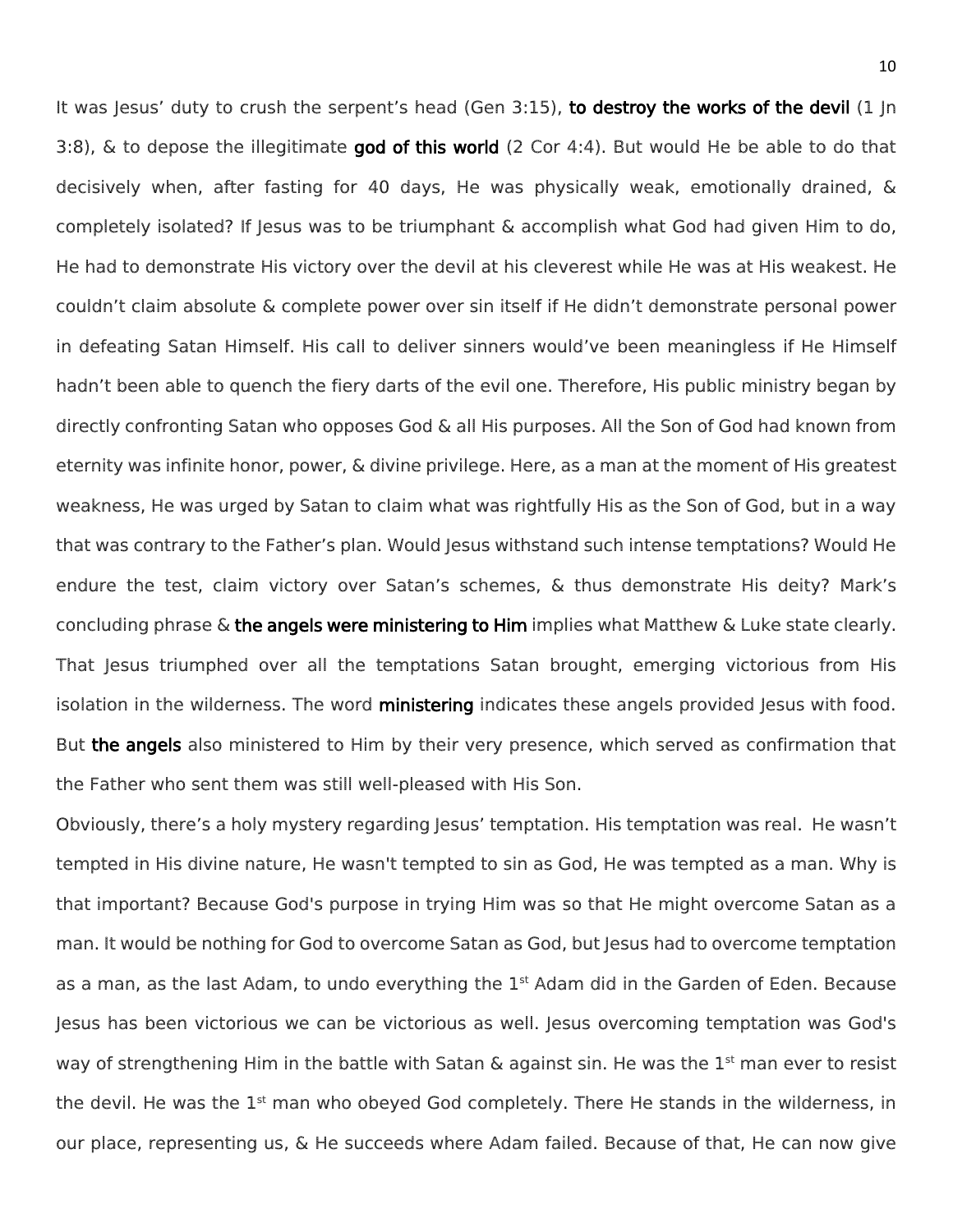It was Jesus' duty to crush the serpent's head (Gen 3:15), **to destroy the works of the devil** (1 Jn 3:8), & to depose the illegitimate **god of this world** (2 Cor 4:4). But would He be able to do that decisively when, after fasting for 40 days, He was physically weak, emotionally drained, & completely isolated? If Jesus was to be triumphant & accomplish what God had given Him to do, He had to demonstrate His victory over the devil at his cleverest while He was at His weakest. He couldn't claim absolute & complete power over sin itself if He didn't demonstrate personal power in defeating Satan Himself. His call to deliver sinners would've been meaningless if He Himself hadn't been able to quench the fiery darts of the evil one. Therefore, His public ministry began by directly confronting Satan who opposes God & all His purposes. All the Son of God had known from eternity was infinite honor, power, & divine privilege. Here, as a man at the moment of His greatest weakness, He was urged by Satan to claim what was rightfully His as the Son of God, but in a way that was contrary to the Father's plan. Would Jesus withstand such intense temptations? Would He endure the test, claim victory over Satan's schemes, & thus demonstrate His deity? Mark's concluding phrase & **the angels were ministering to Him** implies what Matthew & Luke state clearly. That Jesus triumphed over all the temptations Satan brought, emerging victorious from His isolation in the wilderness. The word **ministering** indicates these angels provided Jesus with food. But **the angels** also ministered to Him by their very presence, which served as confirmation that the Father who sent them was still well-pleased with His Son.

Obviously, there's a holy mystery regarding Jesus' temptation. His temptation was real. He wasn't tempted in His divine nature, He wasn't tempted to sin as God, He was tempted as a man. Why is that important? Because God's purpose in trying Him was so that He might overcome Satan as a man. It would be nothing for God to overcome Satan as God, but Jesus had to overcome temptation as a man, as the last Adam, to undo everything the 1st Adam did in the Garden of Eden. Because Jesus has been victorious we can be victorious as well. Jesus overcoming temptation was God's way of strengthening Him in the battle with Satan & against sin. He was the 1st man ever to resist the devil. He was the 1st man who obeyed God completely. There He stands in the wilderness, in our place, representing us, & He succeeds where Adam failed. Because of that, He can now give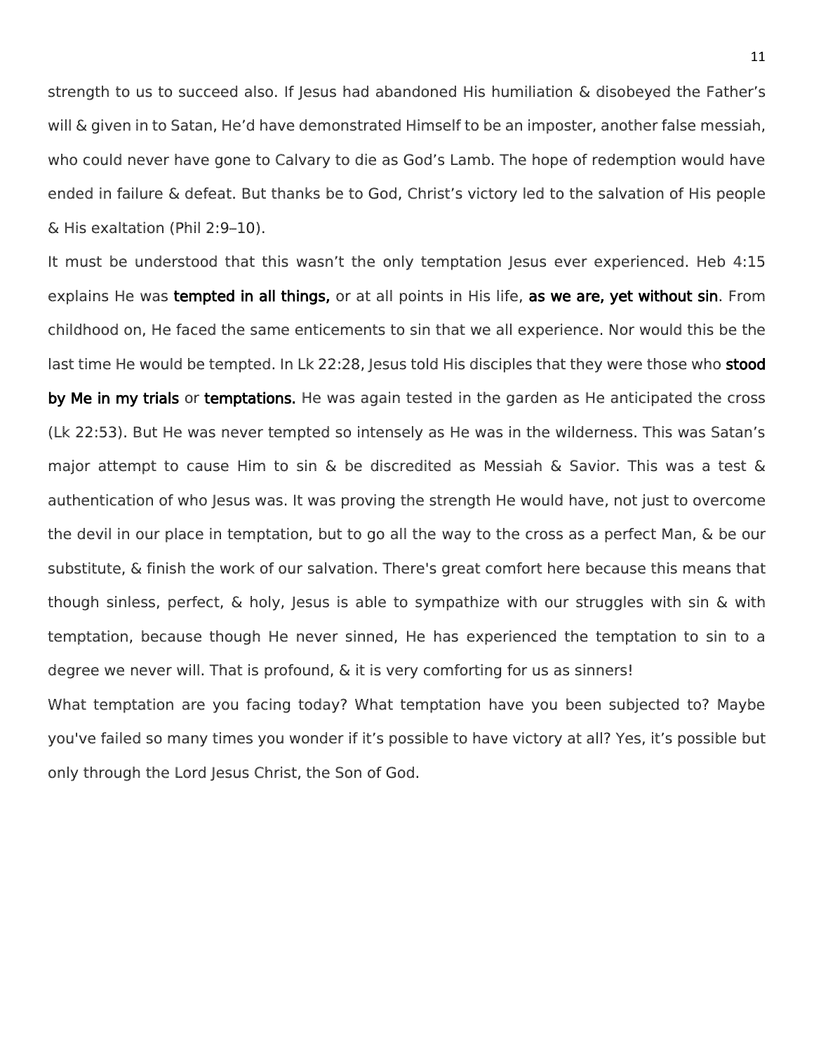strength to us to succeed also. If Jesus had abandoned His humiliation & disobeyed the Father's will & given in to Satan, He'd have demonstrated Himself to be an imposter, another false messiah, who could never have gone to Calvary to die as God's Lamb. The hope of redemption would have ended in failure & defeat. But thanks be to God, Christ's victory led to the salvation of His people & His exaltation (Phil 2:9–10).

It must be understood that this wasn't the only temptation Jesus ever experienced. Heb 4:15 explains He was **tempted in all things,** or at all points in His life, **as we are, yet without sin**. From childhood on, He faced the same enticements to sin that we all experience. Nor would this be the last time He would be tempted. In Lk 22:28, Jesus told His disciples that they were those who **stood by Me in my trials** or **temptations.** He was again tested in the garden as He anticipated the cross (Lk 22:53). But He was never tempted so intensely as He was in the wilderness. This was Satan's major attempt to cause Him to sin & be discredited as Messiah & Savior. This was a test & authentication of who Jesus was. It was proving the strength He would have, not just to overcome the devil in our place in temptation, but to go all the way to the cross as a perfect Man, & be our substitute, & finish the work of our salvation. There's great comfort here because this means that though sinless, perfect, & holy, Jesus is able to sympathize with our struggles with sin & with temptation, because though He never sinned, He has experienced the temptation to sin to a degree we never will. That is profound, & it is very comforting for us as sinners!

What temptation are you facing today? What temptation have you been subjected to? Maybe you've failed so many times you wonder if it's possible to have victory at all? Yes, it's possible but only through the Lord Jesus Christ, the Son of God.